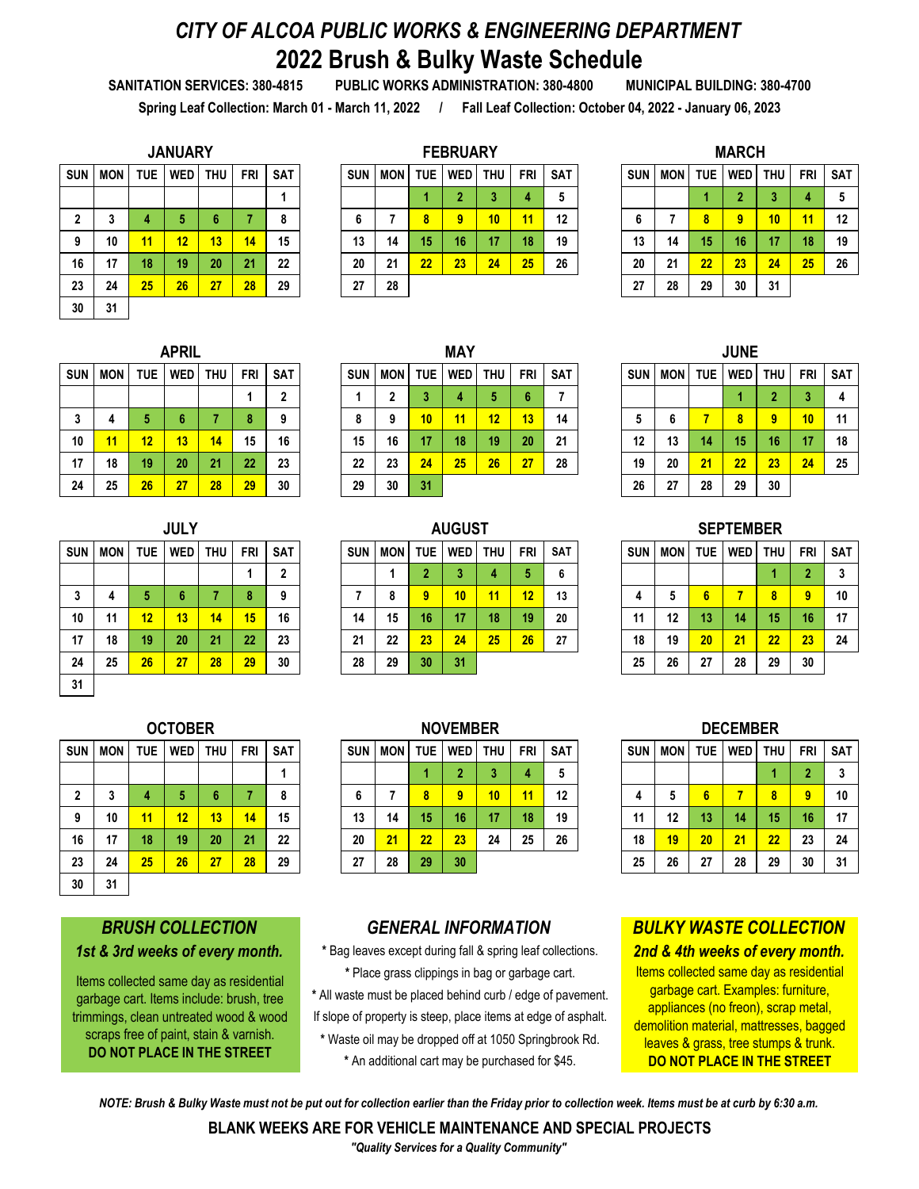# *CITY OF ALCOA PUBLIC WORKS & ENGINEERING DEPARTMENT*

# 2022 Brush & Bulky Waste Schedule

**SANITATION SERVICES: 380-4815 PUBLIC WORKS ADMINISTRATION: 380-4800 MUNICIPAL BUILDING: 380-4700**

**Spring Leaf Collection: March 01 - March 11, 2022 / Fall Leaf Collection: October 04, 2022 - January 06, 2023**

### JANUARY

| SUN | MON | TUE | WED | THU | FRI | SAT |
|---|---|---|---|---|---|---|
| | | | | | | 1 |
| 2 | 3 | 4 | 5 | 6 | 7 | 8 |
| 9 | 10 | 11 | 12 | 13 | 14 | 15 |
| 16 | 17 | 18 | 19 | 20 | 21 | 22 |
| 23 | 24 | 25 | 26 | 27 | 28 | 29 |
| 30 | 31 | | | | | |

### FEBRUARY

| SUN | MON | TUE | WED | THU | FRI | SAT |
|---|---|---|---|---|---|---|
| | | 1 | 2 | 3 | 4 | 5 |
| 6 | 7 | 8 | 9 | 10 | 11 | 12 |
| 13 | 14 | 15 | 16 | 17 | 18 | 19 |
| 20 | 21 | 22 | 23 | 24 | 25 | 26 |
| 27 | 28 | | | | | |

### MARCH

| SUN | MON | TUE | WED | THU | FRI | SAT |
|---|---|---|---|---|---|---|
| | | 1 | 2 | 3 | 4 | 5 |
| 6 | 7 | 8 | 9 | 10 | 11 | 12 |
| 13 | 14 | 15 | 16 | 17 | 18 | 19 |
| 20 | 21 | 22 | 23 | 24 | 25 | 26 |
| 27 | 28 | 29 | 30 | 31 | | |

### APRIL

| SUN | MON | TUE | WED | THU | FRI | SAT |
|---|---|---|---|---|---|---|
| | | | | | 1 | 2 |
| 3 | 4 | 5 | 6 | 7 | 8 | 9 |
| 10 | 11 | 12 | 13 | 14 | 15 | 16 |
| 17 | 18 | 19 | 20 | 21 | 22 | 23 |
| 24 | 25 | 26 | 27 | 28 | 29 | 30 |

### MAY

| SUN | MON | TUE | WED | THU | FRI | SAT |
|---|---|---|---|---|---|---|
| 1 | 2 | 3 | 4 | 5 | 6 | 7 |
| 8 | 9 | 10 | 11 | 12 | 13 | 14 |
| 15 | 16 | 17 | 18 | 19 | 20 | 21 |
| 22 | 23 | 24 | 25 | 26 | 27 | 28 |
| 29 | 30 | 31 | | | | |

### JUNE

| SUN | MON | TUE | WED | THU | FRI | SAT |
|---|---|---|---|---|---|---|
| | | | 1 | 2 | 3 | 4 |
| 5 | 6 | 7 | 8 | 9 | 10 | 11 |
| 12 | 13 | 14 | 15 | 16 | 17 | 18 |
| 19 | 20 | 21 | 22 | 23 | 24 | 25 |
| 26 | 27 | 28 | 29 | 30 | | |

### JULY

| SUN | MON | TUE | WED | THU | FRI | SAT |
|---|---|---|---|---|---|---|
| | | | | | 1 | 2 |
| 3 | 4 | 5 | 6 | 7 | 8 | 9 |
| 10 | 11 | 12 | 13 | 14 | 15 | 16 |
| 17 | 18 | 19 | 20 | 21 | 22 | 23 |
| 24 | 25 | 26 | 27 | 28 | 29 | 30 |
| 31 | | | | | | |

### AUGUST

| SUN | MON | TUE | WED | THU | FRI | SAT |
|---|---|---|---|---|---|---|
| | 1 | 2 | 3 | 4 | 5 | 6 |
| 7 | 8 | 9 | 10 | 11 | 12 | 13 |
| 14 | 15 | 16 | 17 | 18 | 19 | 20 |
| 21 | 22 | 23 | 24 | 25 | 26 | 27 |
| 28 | 29 | 30 | 31 | | | |

### SEPTEMBER

| SUN | MON | TUE | WED | THU | FRI | SAT |
|---|---|---|---|---|---|---|
| | | | | 1 | 2 | 3 |
| 4 | 5 | 6 | 7 | 8 | 9 | 10 |
| 11 | 12 | 13 | 14 | 15 | 16 | 17 |
| 18 | 19 | 20 | 21 | 22 | 23 | 24 |
| 25 | 26 | 27 | 28 | 29 | 30 | |

### OCTOBER

| SUN | MON | TUE | WED | THU | FRI | SAT |
|---|---|---|---|---|---|---|
| | | | | | | 1 |
| 2 | 3 | 4 | 5 | 6 | 7 | 8 |
| 9 | 10 | 11 | 12 | 13 | 14 | 15 |
| 16 | 17 | 18 | 19 | 20 | 21 | 22 |
| 23 | 24 | 25 | 26 | 27 | 28 | 29 |
| 30 | 31 | | | | | |

### NOVEMBER

| SUN | MON | TUE | WED | THU | FRI | SAT |
|---|---|---|---|---|---|---|
| | | 1 | 2 | 3 | 4 | 5 |
| 6 | 7 | 8 | 9 | 10 | 11 | 12 |
| 13 | 14 | 15 | 16 | 17 | 18 | 19 |
| 20 | 21 | 22 | 23 | 24 | 25 | 26 |
| 27 | 28 | 29 | 30 | | | |

### DECEMBER

| SUN | MON | TUE | WED | THU | FRI | SAT |
|---|---|---|---|---|---|---|
| | | | | 1 | 2 | 3 |
| 4 | 5 | 6 | 7 | 8 | 9 | 10 |
| 11 | 12 | 13 | 14 | 15 | 16 | 17 |
| 18 | 19 | 20 | 21 | 22 | 23 | 24 |
| 25 | 26 | 27 | 28 | 29 | 30 | 31 |

## *BRUSH COLLECTION*

***1st & 3rd weeks of every month.***

Items collected same day as residential garbage cart. Items include: brush, tree trimmings, clean untreated wood & wood scraps free of paint, stain & varnish.

**DO NOT PLACE IN THE STREET**

## *GENERAL INFORMATION*

* Bag leaves except during fall & spring leaf collections.
* Place grass clippings in bag or garbage cart.
* All waste must be placed behind curb / edge of pavement. If slope of property is steep, place items at edge of asphalt.
* Waste oil may be dropped off at 1050 Springbrook Rd.
* An additional cart may be purchased for $45.

## *BULKY WASTE COLLECTION*

***2nd & 4th weeks of every month.***

Items collected same day as residential garbage cart. Examples: furniture, appliances (no freon), scrap metal, demolition material, mattresses, bagged leaves & grass, tree stumps & trunk.

**DO NOT PLACE IN THE STREET**

***NOTE: Brush & Bulky Waste must not be put out for collection earlier than the Friday prior to collection week. Items must be at curb by 6:30 a.m.***

**BLANK WEEKS ARE FOR VEHICLE MAINTENANCE AND SPECIAL PROJECTS**

***"Quality Services for a Quality Community"***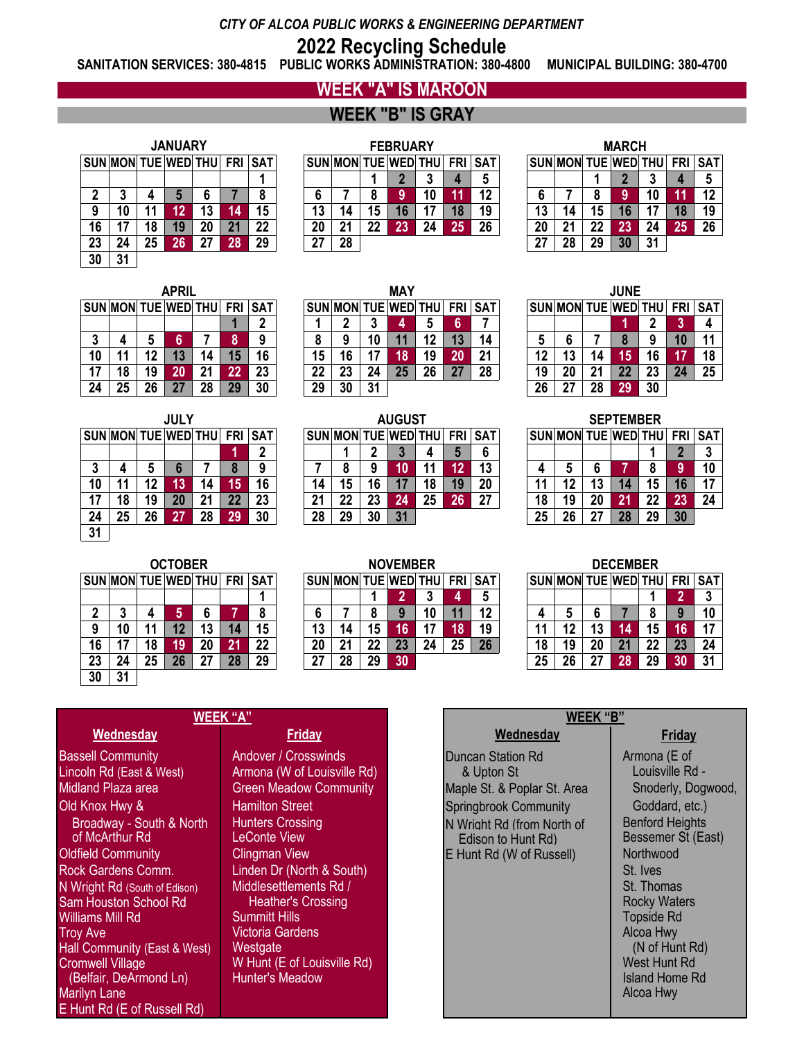*CITY OF ALCOA PUBLIC WORKS & ENGINEERING DEPARTMENT*

# 2022 Recycling Schedule

**SANITATION SERVICES: 380-4815 PUBLIC WORKS ADMINISTRATION: 380-4800 MUNICIPAL BUILDING: 380-4700**

## WEEK "A" IS MAROON

## WEEK "B" IS GRAY

### JANUARY

| SUN | MON | TUE | WED | THU | FRI | SAT |
|---|---|---|---|---|---|---|
| | | | | | | 1 |
| 2 | 3 | 4 | 5 | 6 | 7 | 8 |
| 9 | 10 | 11 | 12 | 13 | 14 | 15 |
| 16 | 17 | 18 | 19 | 20 | 21 | 22 |
| 23 | 24 | 25 | 26 | 27 | 28 | 29 |
| 30 | 31 | | | | | |

### FEBRUARY

| SUN | MON | TUE | WED | THU | FRI | SAT |
|---|---|---|---|---|---|---|
| | | 1 | 2 | 3 | 4 | 5 |
| 6 | 7 | 8 | 9 | 10 | 11 | 12 |
| 13 | 14 | 15 | 16 | 17 | 18 | 19 |
| 20 | 21 | 22 | 23 | 24 | 25 | 26 |
| 27 | 28 | | | | | |

### MARCH

| SUN | MON | TUE | WED | THU | FRI | SAT |
|---|---|---|---|---|---|---|
| | | 1 | 2 | 3 | 4 | 5 |
| 6 | 7 | 8 | 9 | 10 | 11 | 12 |
| 13 | 14 | 15 | 16 | 17 | 18 | 19 |
| 20 | 21 | 22 | 23 | 24 | 25 | 26 |
| 27 | 28 | 29 | 30 | 31 | | |

### APRIL

| SUN | MON | TUE | WED | THU | FRI | SAT |
|---|---|---|---|---|---|---|
| | | | | | 1 | 2 |
| 3 | 4 | 5 | 6 | 7 | 8 | 9 |
| 10 | 11 | 12 | 13 | 14 | 15 | 16 |
| 17 | 18 | 19 | 20 | 21 | 22 | 23 |
| 24 | 25 | 26 | 27 | 28 | 29 | 30 |

### MAY

| SUN | MON | TUE | WED | THU | FRI | SAT |
|---|---|---|---|---|---|---|
| 1 | 2 | 3 | 4 | 5 | 6 | 7 |
| 8 | 9 | 10 | 11 | 12 | 13 | 14 |
| 15 | 16 | 17 | 18 | 19 | 20 | 21 |
| 22 | 23 | 24 | 25 | 26 | 27 | 28 |
| 29 | 30 | 31 | | | | |

### JUNE

| SUN | MON | TUE | WED | THU | FRI | SAT |
|---|---|---|---|---|---|---|
| | | | 1 | 2 | 3 | 4 |
| 5 | 6 | 7 | 8 | 9 | 10 | 11 |
| 12 | 13 | 14 | 15 | 16 | 17 | 18 |
| 19 | 20 | 21 | 22 | 23 | 24 | 25 |
| 26 | 27 | 28 | 29 | 30 | | |

### JULY

| SUN | MON | TUE | WED | THU | FRI | SAT |
|---|---|---|---|---|---|---|
| | | | | | 1 | 2 |
| 3 | 4 | 5 | 6 | 7 | 8 | 9 |
| 10 | 11 | 12 | 13 | 14 | 15 | 16 |
| 17 | 18 | 19 | 20 | 21 | 22 | 23 |
| 24 | 25 | 26 | 27 | 28 | 29 | 30 |
| 31 | | | | | | |

### AUGUST

| SUN | MON | TUE | WED | THU | FRI | SAT |
|---|---|---|---|---|---|---|
| | 1 | 2 | 3 | 4 | 5 | 6 |
| 7 | 8 | 9 | 10 | 11 | 12 | 13 |
| 14 | 15 | 16 | 17 | 18 | 19 | 20 |
| 21 | 22 | 23 | 24 | 25 | 26 | 27 |
| 28 | 29 | 30 | 31 | | | |

### SEPTEMBER

| SUN | MON | TUE | WED | THU | FRI | SAT |
|---|---|---|---|---|---|---|
| | | | | 1 | 2 | 3 |
| 4 | 5 | 6 | 7 | 8 | 9 | 10 |
| 11 | 12 | 13 | 14 | 15 | 16 | 17 |
| 18 | 19 | 20 | 21 | 22 | 23 | 24 |
| 25 | 26 | 27 | 28 | 29 | 30 | |

### OCTOBER

| SUN | MON | TUE | WED | THU | FRI | SAT |
|---|---|---|---|---|---|---|
| | | | | | | 1 |
| 2 | 3 | 4 | 5 | 6 | 7 | 8 |
| 9 | 10 | 11 | 12 | 13 | 14 | 15 |
| 16 | 17 | 18 | 19 | 20 | 21 | 22 |
| 23 | 24 | 25 | 26 | 27 | 28 | 29 |
| 30 | 31 | | | | | |

### NOVEMBER

| SUN | MON | TUE | WED | THU | FRI | SAT |
|---|---|---|---|---|---|---|
| | | 1 | 2 | 3 | 4 | 5 |
| 6 | 7 | 8 | 9 | 10 | 11 | 12 |
| 13 | 14 | 15 | 16 | 17 | 18 | 19 |
| 20 | 21 | 22 | 23 | 24 | 25 | 26 |
| 27 | 28 | 29 | 30 | | | |

### DECEMBER

| SUN | MON | TUE | WED | THU | FRI | SAT |
|---|---|---|---|---|---|---|
| | | | | 1 | 2 | 3 |
| 4 | 5 | 6 | 7 | 8 | 9 | 10 |
| 11 | 12 | 13 | 14 | 15 | 16 | 17 |
| 18 | 19 | 20 | 21 | 22 | 23 | 24 |
| 25 | 26 | 27 | 28 | 29 | 30 | 31 |

### WEEK "A"

| Wednesday | Friday |
|---|---|
| Bassell Community | Andover / Crosswinds |
| Lincoln Rd (East & West) | Armona (W of Louisville Rd) |
| Midland Plaza area | Green Meadow Community |
| Old Knox Hwy & Broadway - South & North of McArthur Rd | Hamilton Street |
| Oldfield Community | Hunters Crossing |
| Rock Gardens Comm. | LeConte View |
| N Wright Rd (South of Edison) | Clingman View |
| Sam Houston School Rd | Linden Dr (North & South) |
| Williams Mill Rd | Middlesettlements Rd / Heather's Crossing |
| Troy Ave | Summitt Hills |
| Hall Community (East & West) | Victoria Gardens |
| Cromwell Village (Belfair, DeArmond Ln) | Westgate |
| Marilyn Lane | W Hunt (E of Louisville Rd) |
| E Hunt Rd (E of Russell Rd) | Hunter's Meadow |

### WEEK "B"

| Wednesday | Friday |
|---|---|
| Duncan Station Rd & Upton St | Armona (E of Louisville Rd - Snoderly, Dogwood, Goddard, etc.) |
| Maple St. & Poplar St. Area | Benford Heights |
| Springbrook Community | Bessemer St (East) |
| N Wright Rd (from North of Edison to Hunt Rd) | Northwood |
| E Hunt Rd (W of Russell) | St. Ives |
| | St. Thomas |
| | Rocky Waters |
| | Topside Rd |
| | Alcoa Hwy (N of Hunt Rd) |
| | West Hunt Rd |
| | Island Home Rd |
| | Alcoa Hwy |